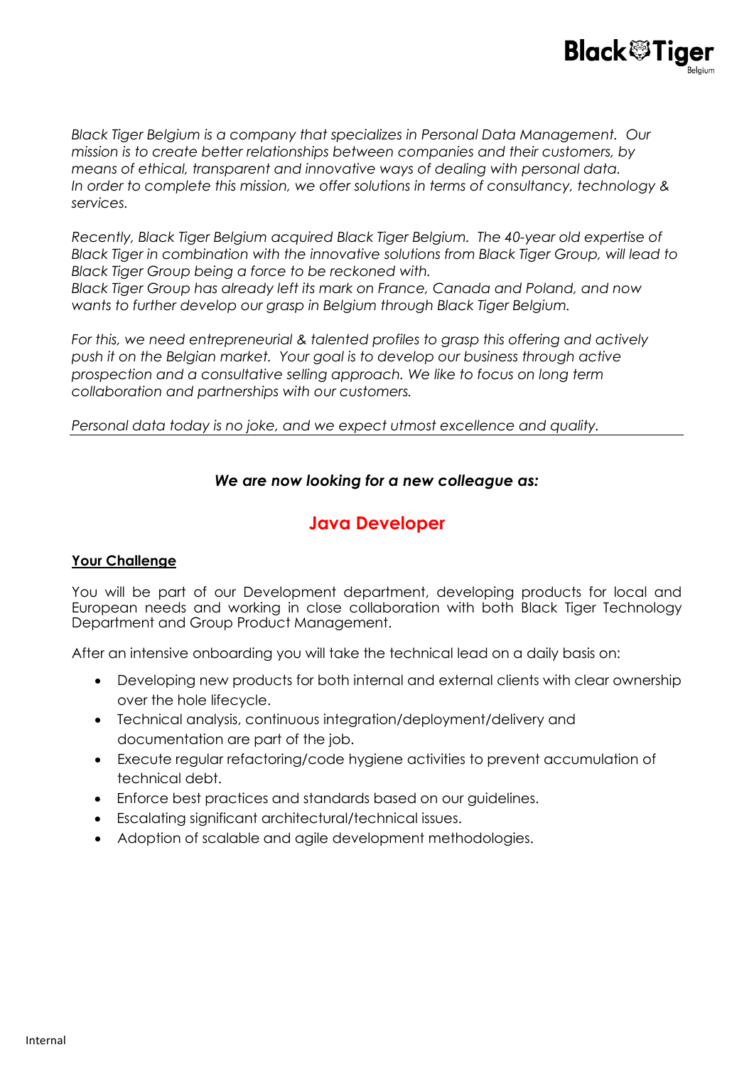*Black Tiger Belgium is a company that specializes in Personal Data Management. Our mission is to create better relationships between companies and their customers, by means of ethical, transparent and innovative ways of dealing with personal data. In order to complete this mission, we offer solutions in terms of consultancy, technology & services.*

*Recently, Black Tiger Belgium acquired Black Tiger Belgium. The 40-year old expertise of Black Tiger in combination with the innovative solutions from Black Tiger Group, will lead to Black Tiger Group being a force to be reckoned with. Black Tiger Group has already left its mark on France, Canada and Poland, and now wants to further develop our grasp in Belgium through Black Tiger Belgium.*

*For this, we need entrepreneurial & talented profiles to grasp this offering and actively push it on the Belgian market. Your goal is to develop our business through active prospection and a consultative selling approach. We like to focus on long term collaboration and partnerships with our customers.*

*Personal data today is no joke, and we expect utmost excellence and quality.*

---

***We are now looking for a new colleague as:***

# Java Developer

## Your Challenge

You will be part of our Development department, developing products for local and European needs and working in close collaboration with both Black Tiger Technology Department and Group Product Management.

After an intensive onboarding you will take the technical lead on a daily basis on:

- Developing new products for both internal and external clients with clear ownership over the hole lifecycle.
- Technical analysis, continuous integration/deployment/delivery and documentation are part of the job.
- Execute regular refactoring/code hygiene activities to prevent accumulation of technical debt.
- Enforce best practices and standards based on our guidelines.
- Escalating significant architectural/technical issues.
- Adoption of scalable and agile development methodologies.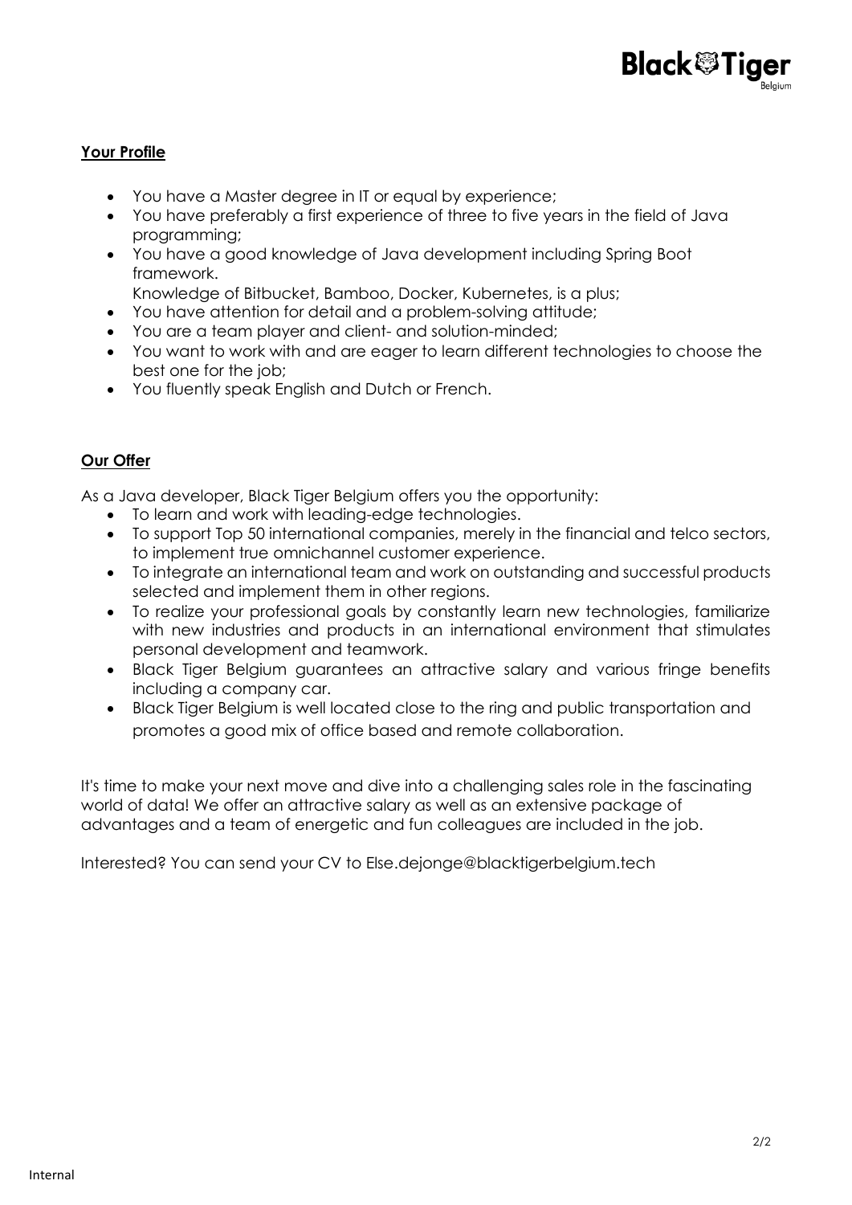## Your Profile

- You have a Master degree in IT or equal by experience;
- You have preferably a first experience of three to five years in the field of Java programming;
- You have a good knowledge of Java development including Spring Boot framework.
  Knowledge of Bitbucket, Bamboo, Docker, Kubernetes, is a plus;
- You have attention for detail and a problem-solving attitude;
- You are a team player and client- and solution-minded;
- You want to work with and are eager to learn different technologies to choose the best one for the job;
- You fluently speak English and Dutch or French.

## Our Offer

As a Java developer, Black Tiger Belgium offers you the opportunity:

- To learn and work with leading-edge technologies.
- To support Top 50 international companies, merely in the financial and telco sectors, to implement true omnichannel customer experience.
- To integrate an international team and work on outstanding and successful products selected and implement them in other regions.
- To realize your professional goals by constantly learn new technologies, familiarize with new industries and products in an international environment that stimulates personal development and teamwork.
- Black Tiger Belgium guarantees an attractive salary and various fringe benefits including a company car.
- Black Tiger Belgium is well located close to the ring and public transportation and promotes a good mix of office based and remote collaboration.

It's time to make your next move and dive into a challenging sales role in the fascinating world of data! We offer an attractive salary as well as an extensive package of advantages and a team of energetic and fun colleagues are included in the job.

Interested? You can send your CV to Else.dejonge@blacktigerbelgium.tech